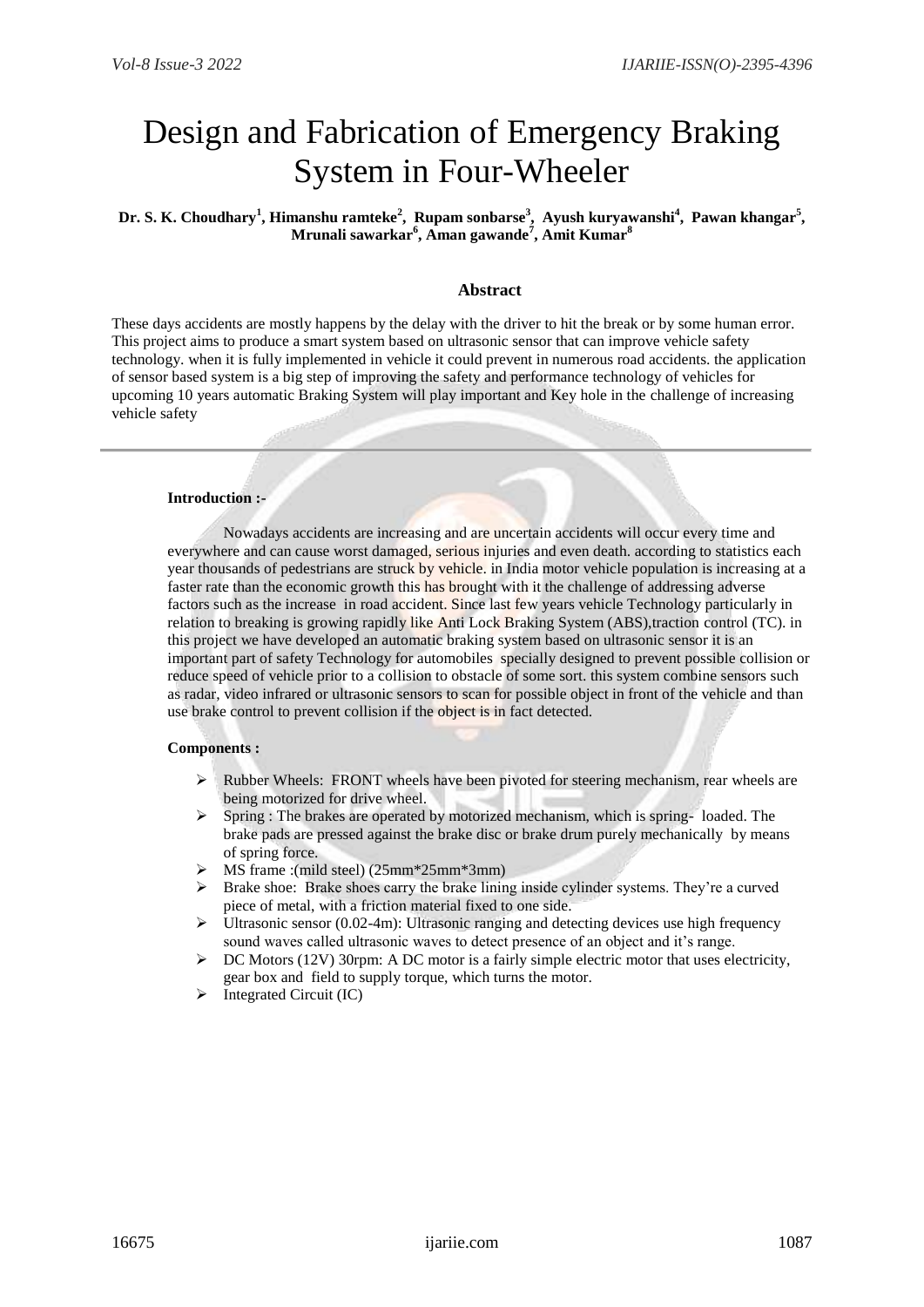# Design and Fabrication of Emergency Braking System in Four-Wheeler

**Dr. S. K. Choudhary[1], Himanshu ramteke[2], Rupam sonbarse[3], Ayush kuryawanshi[4], Pawan khangar[5], Mrunali sawarkar[6], Aman gawande[7], Amit Kumar[8]**

## Abstract

These days accidents are mostly happens by the delay with the driver to hit the break or by some human error. This project aims to produce a smart system based on ultrasonic sensor that can improve vehicle safety technology. when it is fully implemented in vehicle it could prevent in numerous road accidents. the application of sensor based system is a big step of improving the safety and performance technology of vehicles for upcoming 10 years automatic Braking System will play important and Key hole in the challenge of increasing vehicle safety

---

**Introduction :-**

Nowadays accidents are increasing and are uncertain accidents will occur every time and everywhere and can cause worst damaged, serious injuries and even death. according to statistics each year thousands of pedestrians are struck by vehicle. in India motor vehicle population is increasing at a faster rate than the economic growth this has brought with it the challenge of addressing adverse factors such as the increase in road accident. Since last few years vehicle Technology particularly in relation to breaking is growing rapidly like Anti Lock Braking System (ABS),traction control (TC). in this project we have developed an automatic braking system based on ultrasonic sensor it is an important part of safety Technology for automobiles specially designed to prevent possible collision or reduce speed of vehicle prior to a collision to obstacle of some sort. this system combine sensors such as radar, video infrared or ultrasonic sensors to scan for possible object in front of the vehicle and than use brake control to prevent collision if the object is in fact detected.

**Components :**

- Rubber Wheels: FRONT wheels have been pivoted for steering mechanism, rear wheels are being motorized for drive wheel.
- Spring : The brakes are operated by motorized mechanism, which is spring- loaded. The brake pads are pressed against the brake disc or brake drum purely mechanically by means of spring force.
- MS frame :(mild steel) (25mm*25mm*3mm)
- Brake shoe: Brake shoes carry the brake lining inside cylinder systems. They're a curved piece of metal, with a friction material fixed to one side.
- Ultrasonic sensor (0.02-4m): Ultrasonic ranging and detecting devices use high frequency sound waves called ultrasonic waves to detect presence of an object and it's range.
- DC Motors (12V) 30rpm: A DC motor is a fairly simple electric motor that uses electricity, gear box and field to supply torque, which turns the motor.
- Integrated Circuit (IC)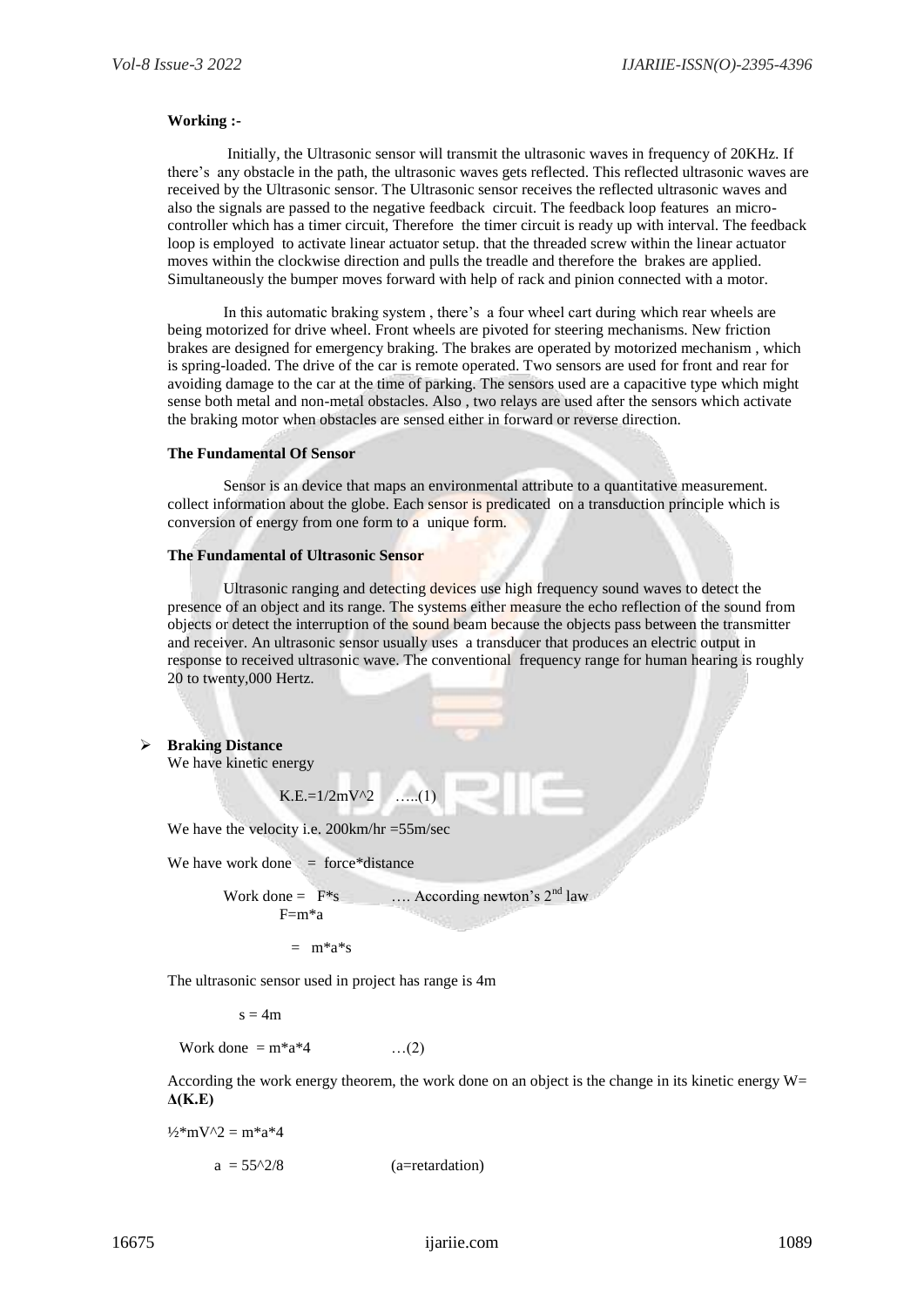**Working :-**

Initially, the Ultrasonic sensor will transmit the ultrasonic waves in frequency of 20KHz. If there's any obstacle in the path, the ultrasonic waves gets reflected. This reflected ultrasonic waves are received by the Ultrasonic sensor. The Ultrasonic sensor receives the reflected ultrasonic waves and also the signals are passed to the negative feedback circuit. The feedback loop features an micro-controller which has a timer circuit, Therefore the timer circuit is ready up with interval. The feedback loop is employed to activate linear actuator setup. that the threaded screw within the linear actuator moves within the clockwise direction and pulls the treadle and therefore the brakes are applied. Simultaneously the bumper moves forward with help of rack and pinion connected with a motor.

In this automatic braking system , there's a four wheel cart during which rear wheels are being motorized for drive wheel. Front wheels are pivoted for steering mechanisms. New friction brakes are designed for emergency braking. The brakes are operated by motorized mechanism , which is spring-loaded. The drive of the car is remote operated. Two sensors are used for front and rear for avoiding damage to the car at the time of parking. The sensors used are a capacitive type which might sense both metal and non-metal obstacles. Also , two relays are used after the sensors which activate the braking motor when obstacles are sensed either in forward or reverse direction.

**The Fundamental Of Sensor**

Sensor is an device that maps an environmental attribute to a quantitative measurement. collect information about the globe. Each sensor is predicated on a transduction principle which is conversion of energy from one form to a unique form.

**The Fundamental of Ultrasonic Sensor**

Ultrasonic ranging and detecting devices use high frequency sound waves to detect the presence of an object and its range. The systems either measure the echo reflection of the sound from objects or detect the interruption of the sound beam because the objects pass between the transmitter and receiver. An ultrasonic sensor usually uses a transducer that produces an electric output in response to received ultrasonic wave. The conventional frequency range for human hearing is roughly 20 to twenty,000 Hertz.

- **Braking Distance**

We have kinetic energy

$$K.E. = 1/2mV^2 \quad \ldots(1)$$

We have the velocity i.e. 200km/hr =55m/sec

We have work done = force*distance

$$\text{Work done} = F*s \quad \ldots \text{ According newton's } 2^{nd} \text{ law}$$

$$F = m*a$$

$$= m*a*s$$

The ultrasonic sensor used in project has range is 4m

$$s = 4m$$

$$\text{Work done} = m*a*4 \quad \ldots(2)$$

According the work energy theorem, the work done on an object is the change in its kinetic energy W= **Δ(K.E)**

$$½*mV^2 = m*a*4$$

$$a = 55^2/8 \quad (a=\text{retardation})$$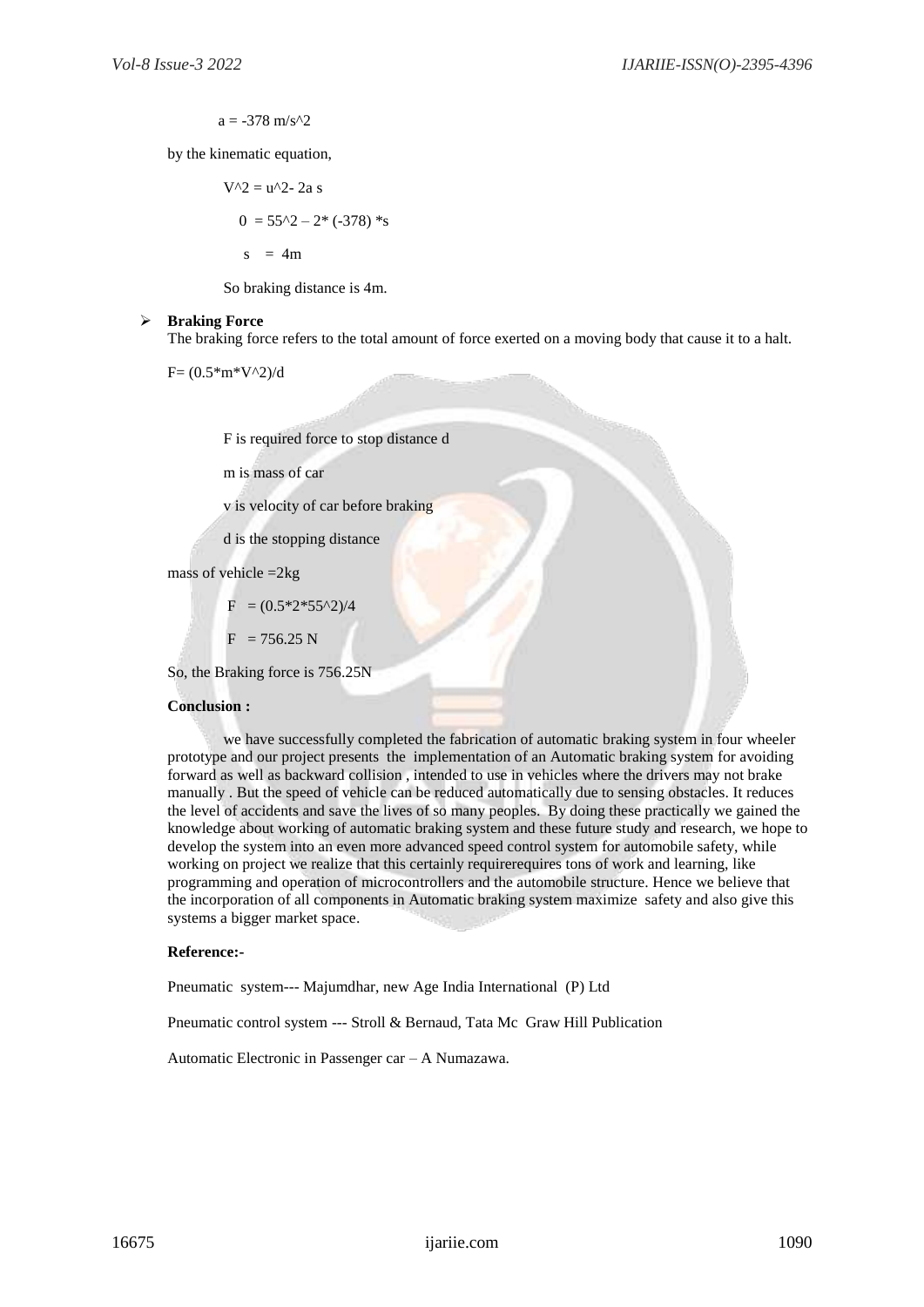$a = -378\ m/s^2$

by the kinematic equation,

$$V^2 = u^2 - 2a\ s$$

$$0 = 55^2 - 2 * (-378) * s$$

$$s = 4m$$

So braking distance is 4m.

- **Braking Force**

The braking force refers to the total amount of force exerted on a moving body that cause it to a halt.

$$F = (0.5*m*V^2)/d$$

F is required force to stop distance d

m is mass of car

v is velocity of car before braking

d is the stopping distance

mass of vehicle =2kg

$$F = (0.5*2*55^2)/4$$

$$F = 756.25\ N$$

So, the Braking force is 756.25N

**Conclusion :**

we have successfully completed the fabrication of automatic braking system in four wheeler prototype and our project presents the implementation of an Automatic braking system for avoiding forward as well as backward collision , intended to use in vehicles where the drivers may not brake manually . But the speed of vehicle can be reduced automatically due to sensing obstacles. It reduces the level of accidents and save the lives of so many peoples. By doing these practically we gained the knowledge about working of automatic braking system and these future study and research, we hope to develop the system into an even more advanced speed control system for automobile safety, while working on project we realize that this certainly requirerequires tons of work and learning, like programming and operation of microcontrollers and the automobile structure. Hence we believe that the incorporation of all components in Automatic braking system maximize safety and also give this systems a bigger market space.

**Reference:-**

Pneumatic system--- Majumdhar, new Age India International (P) Ltd

Pneumatic control system --- Stroll & Bernaud, Tata Mc Graw Hill Publication

Automatic Electronic in Passenger car – A Numazawa.